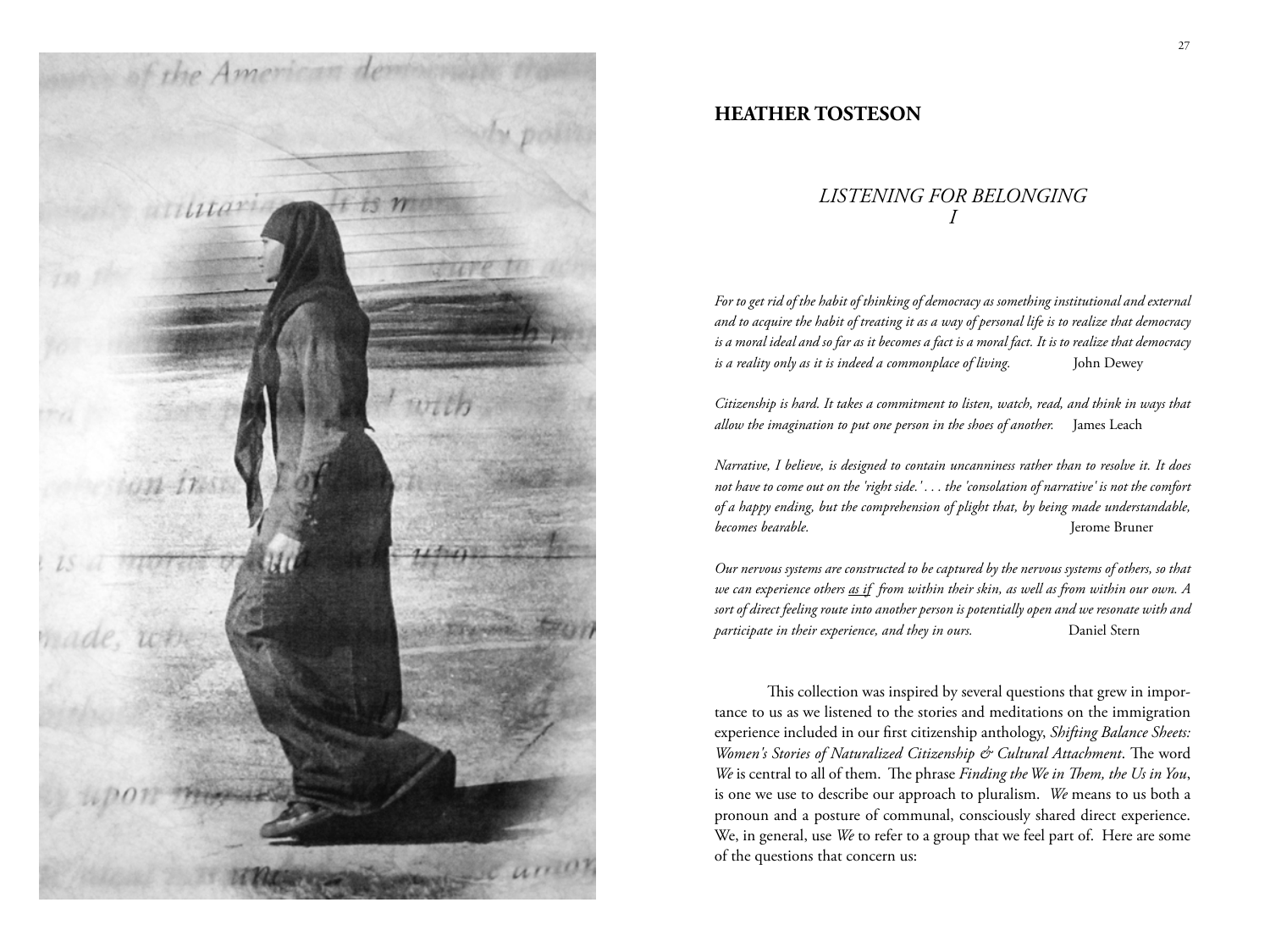## HEATHER TOSTESON

### *LISTENING FOR BELONGING I*

*For to get rid of the habit of thinking of democracy as something institutional and external and to acquire the habit of treating it as a way of personal life is to realize that democracy is a moral ideal and so far as it becomes a fact is a moral fact. It is to realize that democracy is a reality only as it is indeed a commonplace of living.* John Dewey

*Citizenship is hard. It takes a commitment to listen, watch, read, and think in ways that allow the imagination to put one person in the shoes of another.* James Leach

*Narrative, I believe, is designed to contain uncanniness rather than to resolve it. It does not have to come out on the 'right side.' . . . the 'consolation of narrative' is not the comfort of a happy ending, but the comprehension of plight that, by being made understandable, becomes bearable.* Jerome Bruner

*Our nervous systems are constructed to be captured by the nervous systems of others, so that we can experience others as if from within their skin, as well as from within our own. A sort of direct feeling route into another person is potentially open and we resonate with and participate in their experience, and they in ours.* Daniel Stern

This collection was inspired by several questions that grew in importance to us as we listened to the stories and meditations on the immigration experience included in our first citizenship anthology, *Shifting Balance Sheets: Women's Stories of Naturalized Citizenship & Cultural Attachment*. The word *We* is central to all of them. The phrase *Finding the We in Them, the Us in You*, is one we use to describe our approach to pluralism. *We* means to us both a pronoun and a posture of communal, consciously shared direct experience. We, in general, use *We* to refer to a group that we feel part of. Here are some of the questions that concern us: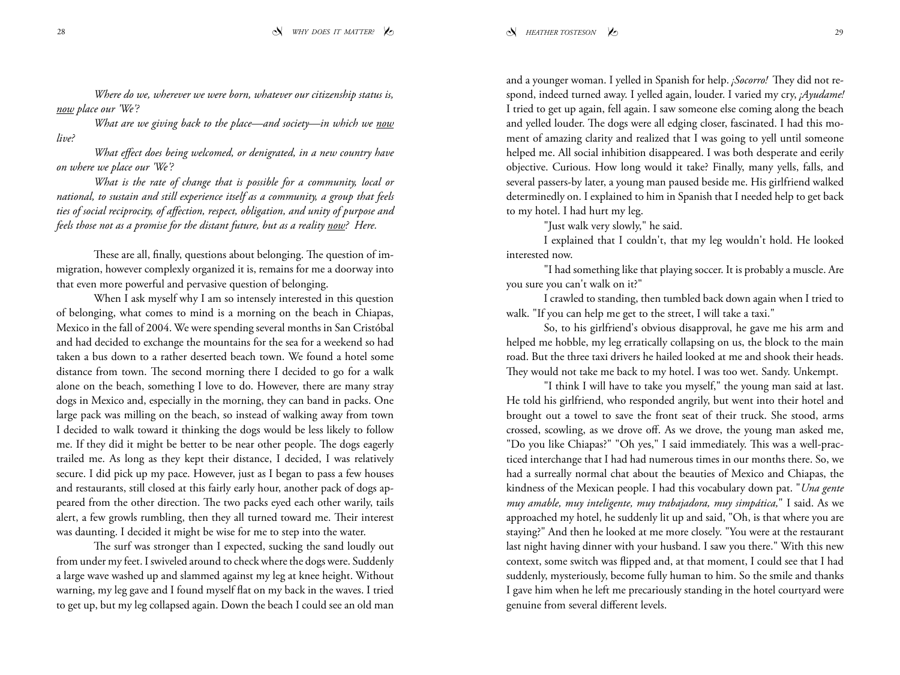*Where do we, wherever we were born, whatever our citizenship status is, now place our 'We'?*

*What are we giving back to the place—and society—in which we now live?*

*What effect does being welcomed, or denigrated, in a new country have on where we place our 'We'?*

*What is the rate of change that is possible for a community, local or national, to sustain and still experience itself as a community, a group that feels ties of social reciprocity, of affection, respect, obligation, and unity of purpose and feels those not as a promise for the distant future, but as a reality now? Here.*

These are all, finally, questions about belonging. The question of immigration, however complexly organized it is, remains for me a doorway into that even more powerful and pervasive question of belonging.

When I ask myself why I am so intensely interested in this question of belonging, what comes to mind is a morning on the beach in Chiapas, Mexico in the fall of 2004. We were spending several months in San Cristóbal and had decided to exchange the mountains for the sea for a weekend so had taken a bus down to a rather deserted beach town. We found a hotel some distance from town. The second morning there I decided to go for a walk alone on the beach, something I love to do. However, there are many stray dogs in Mexico and, especially in the morning, they can band in packs. One large pack was milling on the beach, so instead of walking away from town I decided to walk toward it thinking the dogs would be less likely to follow me. If they did it might be better to be near other people. The dogs eagerly trailed me. As long as they kept their distance, I decided, I was relatively secure. I did pick up my pace. However, just as I began to pass a few houses and restaurants, still closed at this fairly early hour, another pack of dogs appeared from the other direction. The two packs eyed each other warily, tails alert, a few growls rumbling, then they all turned toward me. Their interest was daunting. I decided it might be wise for me to step into the water.

The surf was stronger than I expected, sucking the sand loudly out from under my feet. I swiveled around to check where the dogs were. Suddenly a large wave washed up and slammed against my leg at knee height. Without warning, my leg gave and I found myself flat on my back in the waves. I tried to get up, but my leg collapsed again. Down the beach I could see an old man and a younger woman. I yelled in Spanish for help. *¡Socorro!* They did not respond, indeed turned away. I yelled again, louder. I varied my cry, *¡Ayudame!* I tried to get up again, fell again. I saw someone else coming along the beach and yelled louder. The dogs were all edging closer, fascinated. I had this moment of amazing clarity and realized that I was going to yell until someone helped me. All social inhibition disappeared. I was both desperate and eerily objective. Curious. How long would it take? Finally, many yells, falls, and several passers-by later, a young man paused beside me. His girlfriend walked determinedly on. I explained to him in Spanish that I needed help to get back to my hotel. I had hurt my leg.

"Just walk very slowly," he said.

I explained that I couldn't, that my leg wouldn't hold. He looked interested now.

"I had something like that playing soccer. It is probably a muscle. Are you sure you can't walk on it?"

I crawled to standing, then tumbled back down again when I tried to walk. "If you can help me get to the street, I will take a taxi."

So, to his girlfriend's obvious disapproval, he gave me his arm and helped me hobble, my leg erratically collapsing on us, the block to the main road. But the three taxi drivers he hailed looked at me and shook their heads. They would not take me back to my hotel. I was too wet. Sandy. Unkempt.

"I think I will have to take you myself," the young man said at last. He told his girlfriend, who responded angrily, but went into their hotel and brought out a towel to save the front seat of their truck. She stood, arms crossed, scowling, as we drove off. As we drove, the young man asked me, "Do you like Chiapas?" "Oh yes," I said immediately. This was a well-practiced interchange that I had had numerous times in our months there. So, we had a surreally normal chat about the beauties of Mexico and Chiapas, the kindness of the Mexican people. I had this vocabulary down pat. "*Una gente muy amable, muy inteligente, muy trabajadora, muy simpática,*" I said. As we approached my hotel, he suddenly lit up and said, "Oh, is that where you are staying?" And then he looked at me more closely. "You were at the restaurant last night having dinner with your husband. I saw you there." With this new context, some switch was flipped and, at that moment, I could see that I had suddenly, mysteriously, become fully human to him. So the smile and thanks I gave him when he left me precariously standing in the hotel courtyard were genuine from several different levels.